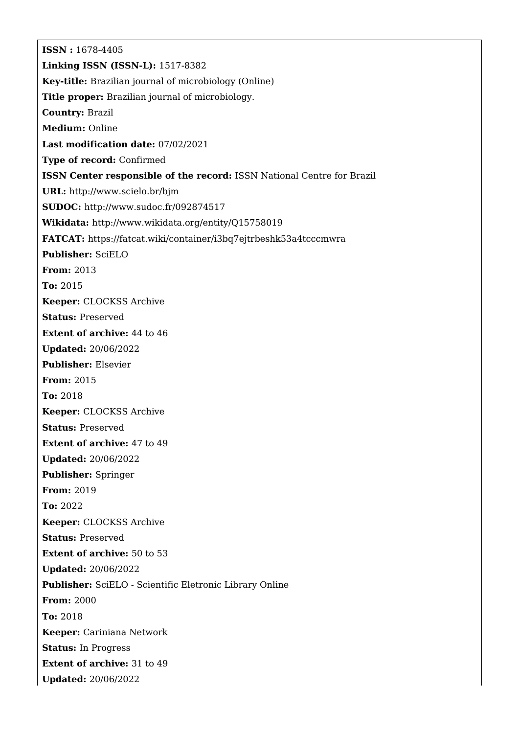**ISSN :** 1678-4405

**Linking ISSN (ISSN-L):** 1517-8382

**Key-title:** Brazilian journal of microbiology (Online)

**Title proper:** Brazilian journal of microbiology.

**Country:** Brazil

**Medium:** Online

**Last modification date:** 07/02/2021

**Type of record:** Confirmed

**ISSN Center responsible of the record:** ISSN National Centre for Brazil

**URL:** http://www.scielo.br/bjm

**SUDOC:** http://www.sudoc.fr/092874517

**Wikidata:** http://www.wikidata.org/entity/Q15758019

**FATCAT:** https://fatcat.wiki/container/i3bq7ejtrbeshk53a4tcccmwra

**Publisher:** SciELO

**From:** 2013

**To:** 2015

**Keeper:** CLOCKSS Archive

**Status:** Preserved

**Extent of archive:** 44 to 46

**Updated:** 20/06/2022

**Publisher:** Elsevier

**From:** 2015

**To:** 2018

**Keeper:** CLOCKSS Archive

**Status:** Preserved

**Extent of archive:** 47 to 49

**Updated:** 20/06/2022

**Publisher:** Springer

**From:** 2019

**To:** 2022

**Keeper:** CLOCKSS Archive

**Status:** Preserved

**Extent of archive:** 50 to 53

**Updated:** 20/06/2022

**Publisher:** SciELO - Scientific Eletronic Library Online

**From:** 2000

**To:** 2018

**Keeper:** Cariniana Network

**Status:** In Progress

**Extent of archive:** 31 to 49

**Updated:** 20/06/2022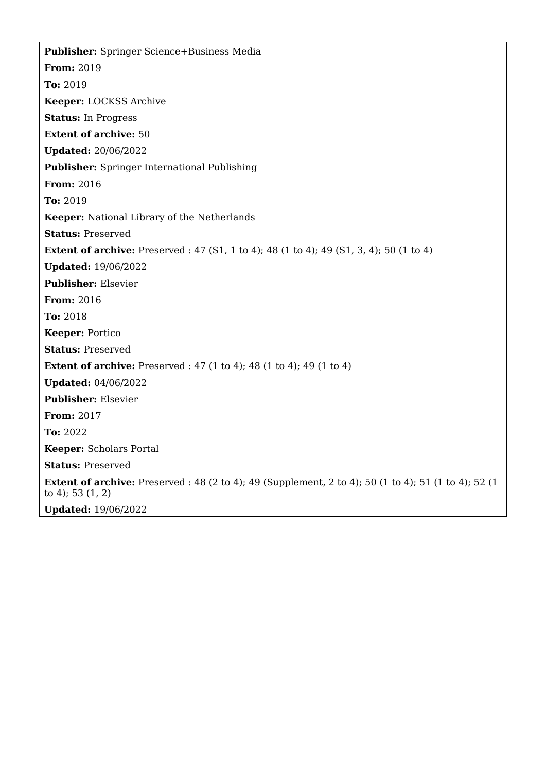**Publisher:** Springer Science+Business Media

**From:** 2019

**To:** 2019

**Keeper:** LOCKSS Archive

**Status:** In Progress

**Extent of archive:** 50

**Updated:** 20/06/2022

**Publisher:** Springer International Publishing

**From:** 2016

**To:** 2019

**Keeper:** National Library of the Netherlands

**Status:** Preserved

**Extent of archive:** Preserved : 47 (S1, 1 to 4); 48 (1 to 4); 49 (S1, 3, 4); 50 (1 to 4)

**Updated:** 19/06/2022

**Publisher:** Elsevier

**From:** 2016

**To:** 2018

**Keeper:** Portico

**Status:** Preserved

**Extent of archive:** Preserved : 47 (1 to 4); 48 (1 to 4); 49 (1 to 4)

**Updated:** 04/06/2022

**Publisher:** Elsevier

**From:** 2017

**To:** 2022

**Keeper:** Scholars Portal

**Status:** Preserved

**Extent of archive:** Preserved : 48 (2 to 4); 49 (Supplement, 2 to 4); 50 (1 to 4); 51 (1 to 4); 52 (1 to 4); 53 (1, 2)

**Updated:** 19/06/2022